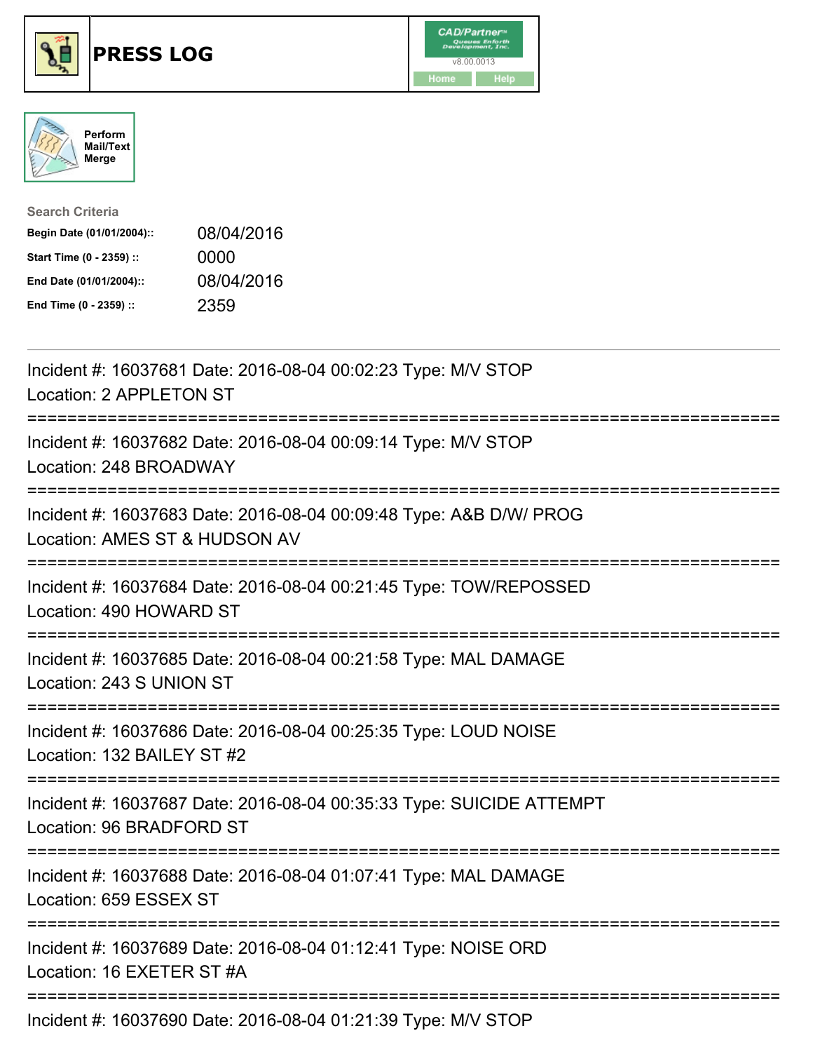# PRESS LOG

Perform Mail/Text Merge

**Search Criteria**

| | |
|---|---|
| **Begin Date (01/01/2004)::** | 08/04/2016 |
| **Start Time (0 - 2359) ::** | 0000 |
| **End Date (01/01/2004)::** | 08/04/2016 |
| **End Time (0 - 2359) ::** | 2359 |

---

Incident #: 16037681 Date: 2016-08-04 00:02:23 Type: M/V STOP
Location: 2 APPLETON ST

===========================================================================

Incident #: 16037682 Date: 2016-08-04 00:09:14 Type: M/V STOP
Location: 248 BROADWAY

===========================================================================

Incident #: 16037683 Date: 2016-08-04 00:09:48 Type: A&B D/W/ PROG
Location: AMES ST & HUDSON AV

===========================================================================

Incident #: 16037684 Date: 2016-08-04 00:21:45 Type: TOW/REPOSSED
Location: 490 HOWARD ST

===========================================================================

Incident #: 16037685 Date: 2016-08-04 00:21:58 Type: MAL DAMAGE
Location: 243 S UNION ST

===========================================================================

Incident #: 16037686 Date: 2016-08-04 00:25:35 Type: LOUD NOISE
Location: 132 BAILEY ST #2

===========================================================================

Incident #: 16037687 Date: 2016-08-04 00:35:33 Type: SUICIDE ATTEMPT
Location: 96 BRADFORD ST

===========================================================================

Incident #: 16037688 Date: 2016-08-04 01:07:41 Type: MAL DAMAGE
Location: 659 ESSEX ST

===========================================================================

Incident #: 16037689 Date: 2016-08-04 01:12:41 Type: NOISE ORD
Location: 16 EXETER ST #A

===========================================================================

Incident #: 16037690 Date: 2016-08-04 01:21:39 Type: M/V STOP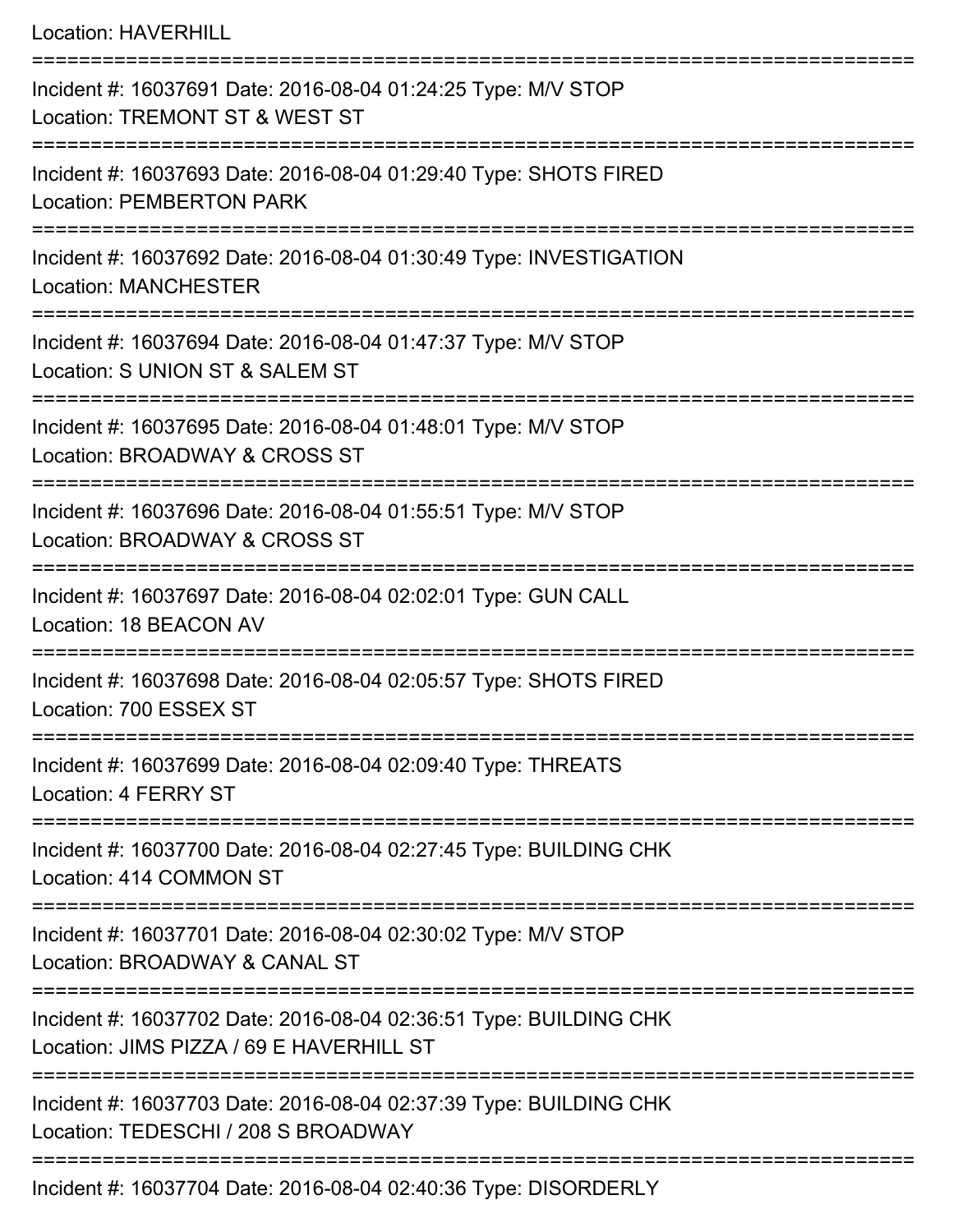Location: HAVERHILL

===========================================================================

Incident #: 16037691 Date: 2016-08-04 01:24:25 Type: M/V STOP
Location: TREMONT ST & WEST ST

===========================================================================

Incident #: 16037693 Date: 2016-08-04 01:29:40 Type: SHOTS FIRED
Location: PEMBERTON PARK

===========================================================================

Incident #: 16037692 Date: 2016-08-04 01:30:49 Type: INVESTIGATION
Location: MANCHESTER

===========================================================================

Incident #: 16037694 Date: 2016-08-04 01:47:37 Type: M/V STOP
Location: S UNION ST & SALEM ST

===========================================================================

Incident #: 16037695 Date: 2016-08-04 01:48:01 Type: M/V STOP
Location: BROADWAY & CROSS ST

===========================================================================

Incident #: 16037696 Date: 2016-08-04 01:55:51 Type: M/V STOP
Location: BROADWAY & CROSS ST

===========================================================================

Incident #: 16037697 Date: 2016-08-04 02:02:01 Type: GUN CALL
Location: 18 BEACON AV

===========================================================================

Incident #: 16037698 Date: 2016-08-04 02:05:57 Type: SHOTS FIRED
Location: 700 ESSEX ST

===========================================================================

Incident #: 16037699 Date: 2016-08-04 02:09:40 Type: THREATS
Location: 4 FERRY ST

===========================================================================

Incident #: 16037700 Date: 2016-08-04 02:27:45 Type: BUILDING CHK
Location: 414 COMMON ST

===========================================================================

Incident #: 16037701 Date: 2016-08-04 02:30:02 Type: M/V STOP
Location: BROADWAY & CANAL ST

===========================================================================

Incident #: 16037702 Date: 2016-08-04 02:36:51 Type: BUILDING CHK
Location: JIMS PIZZA / 69 E HAVERHILL ST

===========================================================================

Incident #: 16037703 Date: 2016-08-04 02:37:39 Type: BUILDING CHK
Location: TEDESCHI / 208 S BROADWAY

===========================================================================

Incident #: 16037704 Date: 2016-08-04 02:40:36 Type: DISORDERLY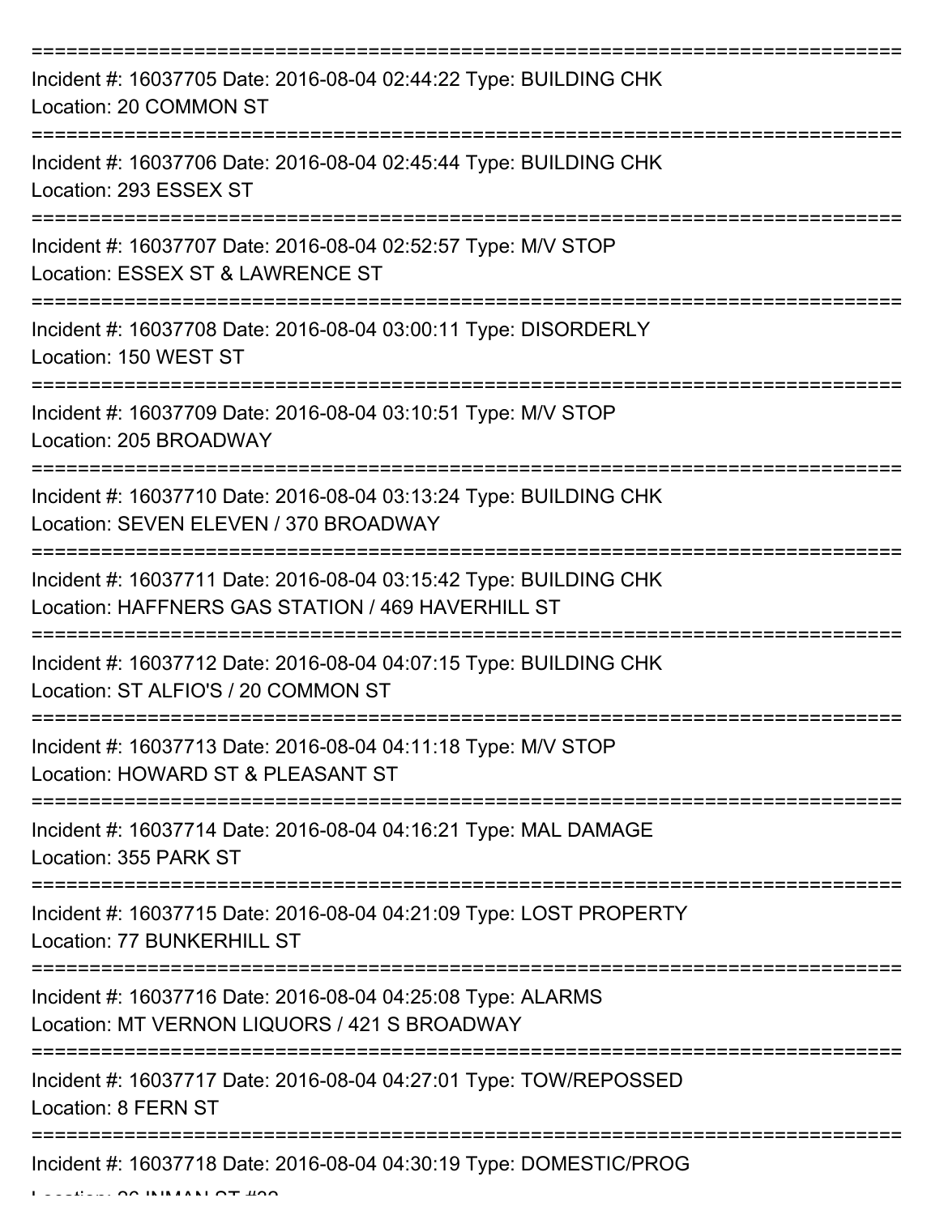===========================================================================

Incident #: 16037705 Date: 2016-08-04 02:44:22 Type: BUILDING CHK
Location: 20 COMMON ST

===========================================================================

Incident #: 16037706 Date: 2016-08-04 02:45:44 Type: BUILDING CHK
Location: 293 ESSEX ST

===========================================================================

Incident #: 16037707 Date: 2016-08-04 02:52:57 Type: M/V STOP
Location: ESSEX ST & LAWRENCE ST

===========================================================================

Incident #: 16037708 Date: 2016-08-04 03:00:11 Type: DISORDERLY
Location: 150 WEST ST

===========================================================================

Incident #: 16037709 Date: 2016-08-04 03:10:51 Type: M/V STOP
Location: 205 BROADWAY

===========================================================================

Incident #: 16037710 Date: 2016-08-04 03:13:24 Type: BUILDING CHK
Location: SEVEN ELEVEN / 370 BROADWAY

===========================================================================

Incident #: 16037711 Date: 2016-08-04 03:15:42 Type: BUILDING CHK
Location: HAFFNERS GAS STATION / 469 HAVERHILL ST

===========================================================================

Incident #: 16037712 Date: 2016-08-04 04:07:15 Type: BUILDING CHK
Location: ST ALFIO'S / 20 COMMON ST

===========================================================================

Incident #: 16037713 Date: 2016-08-04 04:11:18 Type: M/V STOP
Location: HOWARD ST & PLEASANT ST

===========================================================================

Incident #: 16037714 Date: 2016-08-04 04:16:21 Type: MAL DAMAGE
Location: 355 PARK ST

===========================================================================

Incident #: 16037715 Date: 2016-08-04 04:21:09 Type: LOST PROPERTY
Location: 77 BUNKERHILL ST

===========================================================================

Incident #: 16037716 Date: 2016-08-04 04:25:08 Type: ALARMS
Location: MT VERNON LIQUORS / 421 S BROADWAY

===========================================================================

Incident #: 16037717 Date: 2016-08-04 04:27:01 Type: TOW/REPOSSED
Location: 8 FERN ST

===========================================================================

Incident #: 16037718 Date: 2016-08-04 04:30:19 Type: DOMESTIC/PROG
Location: 26 INMAN ST #22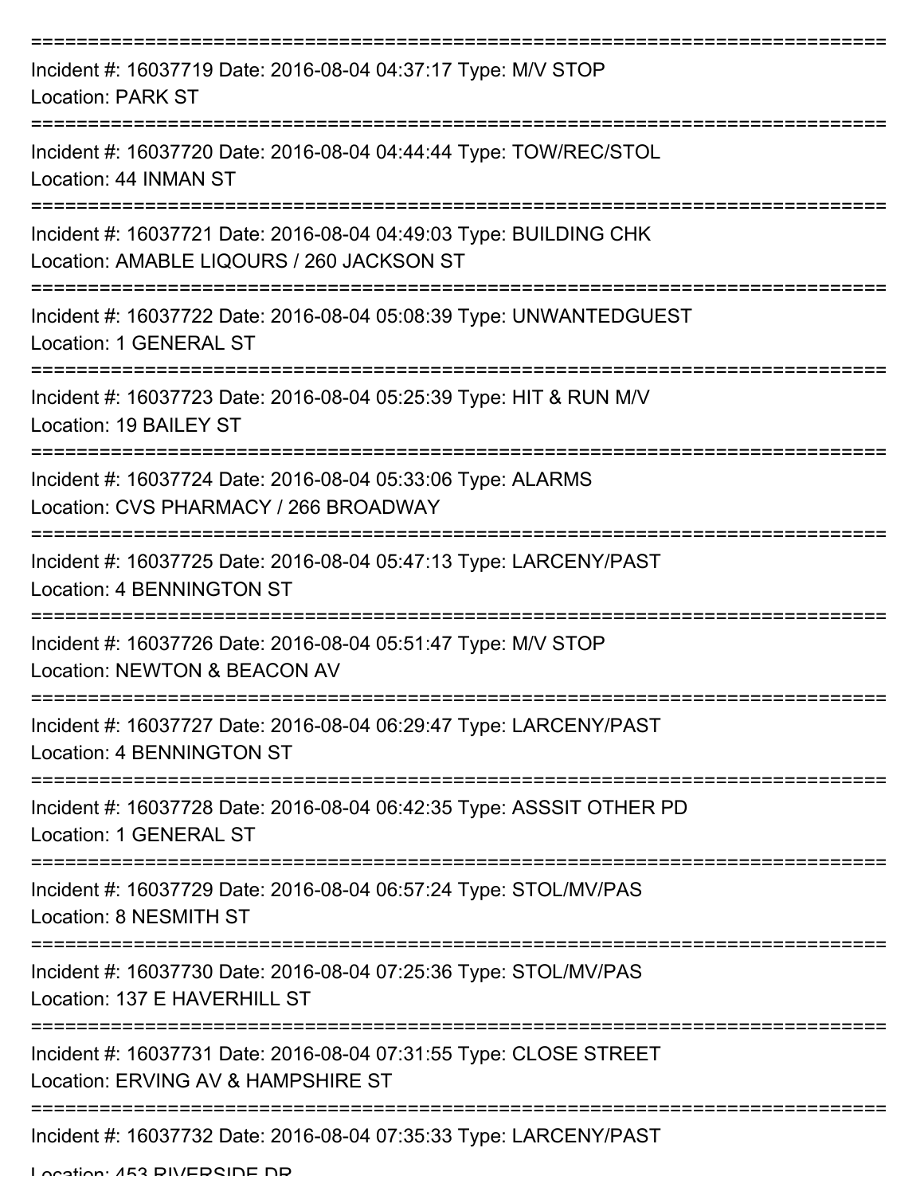===========================================================================

Incident #: 16037719 Date: 2016-08-04 04:37:17 Type: M/V STOP
Location: PARK ST

===========================================================================

Incident #: 16037720 Date: 2016-08-04 04:44:44 Type: TOW/REC/STOL
Location: 44 INMAN ST

===========================================================================

Incident #: 16037721 Date: 2016-08-04 04:49:03 Type: BUILDING CHK
Location: AMABLE LIQOURS / 260 JACKSON ST

===========================================================================

Incident #: 16037722 Date: 2016-08-04 05:08:39 Type: UNWANTEDGUEST
Location: 1 GENERAL ST

===========================================================================

Incident #: 16037723 Date: 2016-08-04 05:25:39 Type: HIT & RUN M/V
Location: 19 BAILEY ST

===========================================================================

Incident #: 16037724 Date: 2016-08-04 05:33:06 Type: ALARMS
Location: CVS PHARMACY / 266 BROADWAY

===========================================================================

Incident #: 16037725 Date: 2016-08-04 05:47:13 Type: LARCENY/PAST
Location: 4 BENNINGTON ST

===========================================================================

Incident #: 16037726 Date: 2016-08-04 05:51:47 Type: M/V STOP
Location: NEWTON & BEACON AV

===========================================================================

Incident #: 16037727 Date: 2016-08-04 06:29:47 Type: LARCENY/PAST
Location: 4 BENNINGTON ST

===========================================================================

Incident #: 16037728 Date: 2016-08-04 06:42:35 Type: ASSSIT OTHER PD
Location: 1 GENERAL ST

===========================================================================

Incident #: 16037729 Date: 2016-08-04 06:57:24 Type: STOL/MV/PAS
Location: 8 NESMITH ST

===========================================================================

Incident #: 16037730 Date: 2016-08-04 07:25:36 Type: STOL/MV/PAS
Location: 137 E HAVERHILL ST

===========================================================================

Incident #: 16037731 Date: 2016-08-04 07:31:55 Type: CLOSE STREET
Location: ERVING AV & HAMPSHIRE ST

===========================================================================

Incident #: 16037732 Date: 2016-08-04 07:35:33 Type: LARCENY/PAST
Location: 453 RIVERSIDE DR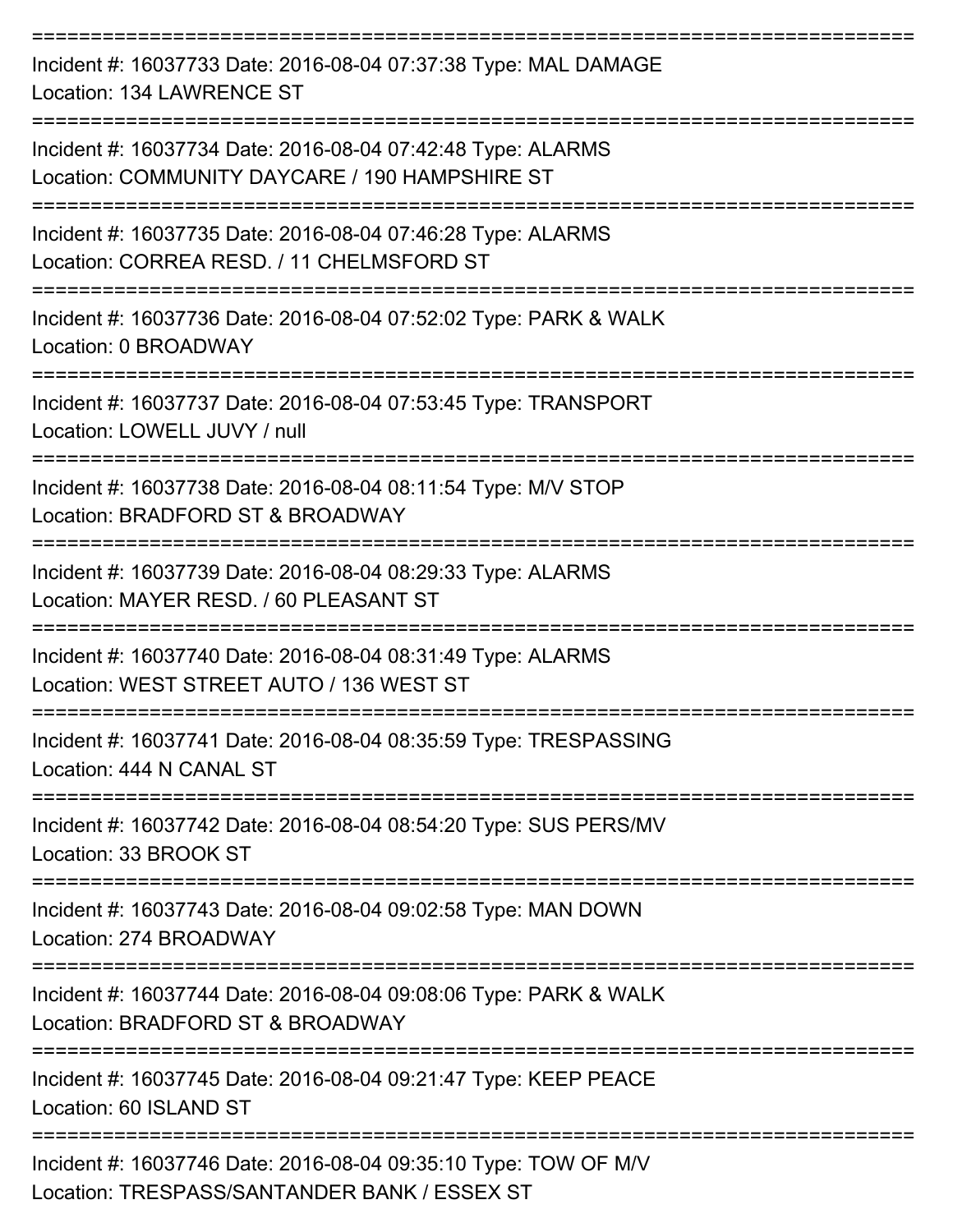Incident #: 16037733 Date: 2016-08-04 07:37:38 Type: MAL DAMAGE
Location: 134 LAWRENCE ST

Incident #: 16037734 Date: 2016-08-04 07:42:48 Type: ALARMS
Location: COMMUNITY DAYCARE / 190 HAMPSHIRE ST

Incident #: 16037735 Date: 2016-08-04 07:46:28 Type: ALARMS
Location: CORREA RESD. / 11 CHELMSFORD ST

Incident #: 16037736 Date: 2016-08-04 07:52:02 Type: PARK & WALK
Location: 0 BROADWAY

Incident #: 16037737 Date: 2016-08-04 07:53:45 Type: TRANSPORT
Location: LOWELL JUVY / null

Incident #: 16037738 Date: 2016-08-04 08:11:54 Type: M/V STOP
Location: BRADFORD ST & BROADWAY

Incident #: 16037739 Date: 2016-08-04 08:29:33 Type: ALARMS
Location: MAYER RESD. / 60 PLEASANT ST

Incident #: 16037740 Date: 2016-08-04 08:31:49 Type: ALARMS
Location: WEST STREET AUTO / 136 WEST ST

Incident #: 16037741 Date: 2016-08-04 08:35:59 Type: TRESPASSING
Location: 444 N CANAL ST

Incident #: 16037742 Date: 2016-08-04 08:54:20 Type: SUS PERS/MV
Location: 33 BROOK ST

Incident #: 16037743 Date: 2016-08-04 09:02:58 Type: MAN DOWN
Location: 274 BROADWAY

Incident #: 16037744 Date: 2016-08-04 09:08:06 Type: PARK & WALK
Location: BRADFORD ST & BROADWAY

Incident #: 16037745 Date: 2016-08-04 09:21:47 Type: KEEP PEACE
Location: 60 ISLAND ST

Incident #: 16037746 Date: 2016-08-04 09:35:10 Type: TOW OF M/V
Location: TRESPASS/SANTANDER BANK / ESSEX ST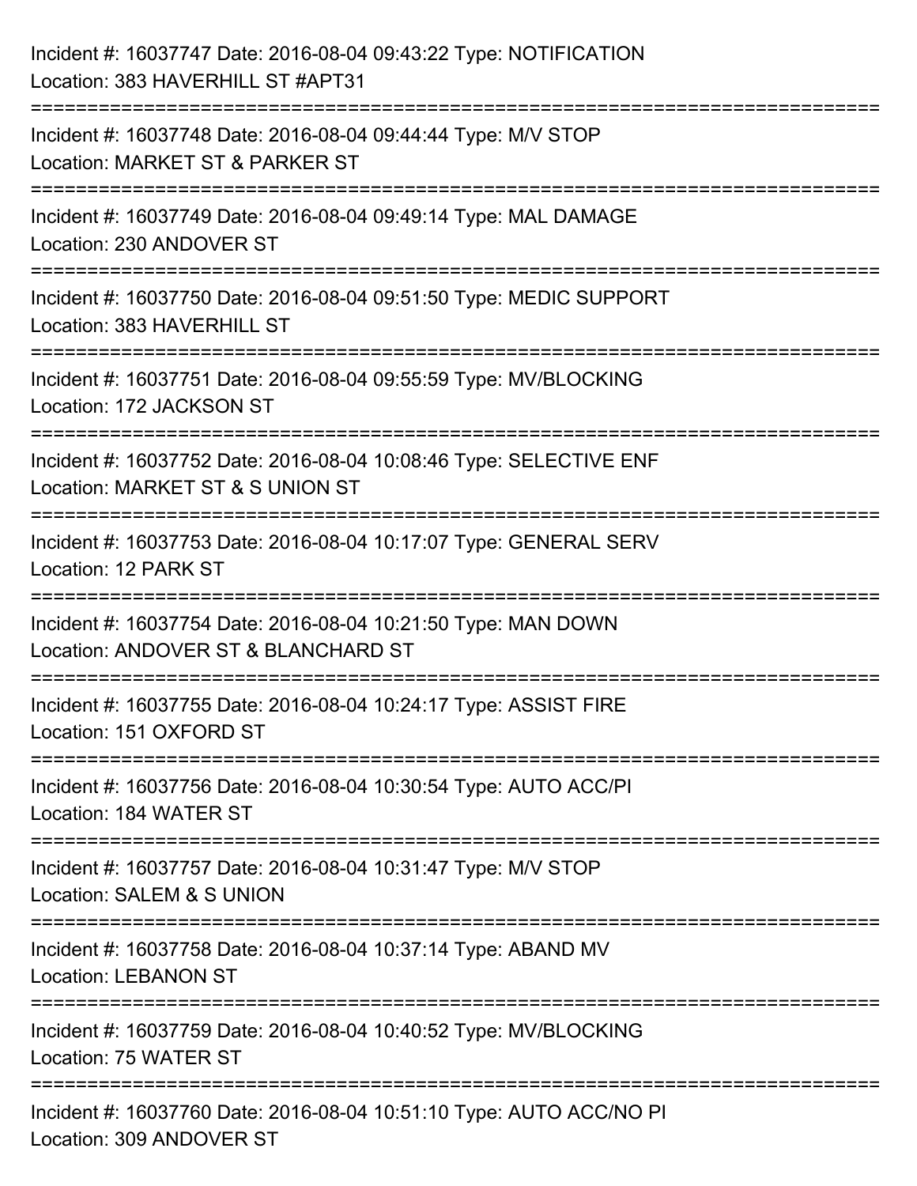Incident #: 16037747 Date: 2016-08-04 09:43:22 Type: NOTIFICATION
Location: 383 HAVERHILL ST #APT31

===========================================================================

Incident #: 16037748 Date: 2016-08-04 09:44:44 Type: M/V STOP
Location: MARKET ST & PARKER ST

===========================================================================

Incident #: 16037749 Date: 2016-08-04 09:49:14 Type: MAL DAMAGE
Location: 230 ANDOVER ST

===========================================================================

Incident #: 16037750 Date: 2016-08-04 09:51:50 Type: MEDIC SUPPORT
Location: 383 HAVERHILL ST

===========================================================================

Incident #: 16037751 Date: 2016-08-04 09:55:59 Type: MV/BLOCKING
Location: 172 JACKSON ST

===========================================================================

Incident #: 16037752 Date: 2016-08-04 10:08:46 Type: SELECTIVE ENF
Location: MARKET ST & S UNION ST

===========================================================================

Incident #: 16037753 Date: 2016-08-04 10:17:07 Type: GENERAL SERV
Location: 12 PARK ST

===========================================================================

Incident #: 16037754 Date: 2016-08-04 10:21:50 Type: MAN DOWN
Location: ANDOVER ST & BLANCHARD ST

===========================================================================

Incident #: 16037755 Date: 2016-08-04 10:24:17 Type: ASSIST FIRE
Location: 151 OXFORD ST

===========================================================================

Incident #: 16037756 Date: 2016-08-04 10:30:54 Type: AUTO ACC/PI
Location: 184 WATER ST

===========================================================================

Incident #: 16037757 Date: 2016-08-04 10:31:47 Type: M/V STOP
Location: SALEM & S UNION

===========================================================================

Incident #: 16037758 Date: 2016-08-04 10:37:14 Type: ABAND MV
Location: LEBANON ST

===========================================================================

Incident #: 16037759 Date: 2016-08-04 10:40:52 Type: MV/BLOCKING
Location: 75 WATER ST

===========================================================================

Incident #: 16037760 Date: 2016-08-04 10:51:10 Type: AUTO ACC/NO PI
Location: 309 ANDOVER ST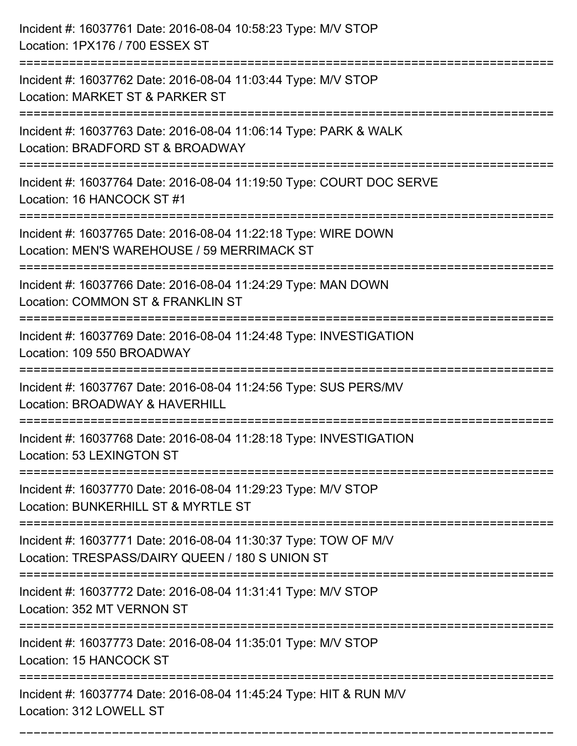Incident #: 16037761 Date: 2016-08-04 10:58:23 Type: M/V STOP
Location: 1PX176 / 700 ESSEX ST

===========================================================================

Incident #: 16037762 Date: 2016-08-04 11:03:44 Type: M/V STOP
Location: MARKET ST & PARKER ST

===========================================================================

Incident #: 16037763 Date: 2016-08-04 11:06:14 Type: PARK & WALK
Location: BRADFORD ST & BROADWAY

===========================================================================

Incident #: 16037764 Date: 2016-08-04 11:19:50 Type: COURT DOC SERVE
Location: 16 HANCOCK ST #1

===========================================================================

Incident #: 16037765 Date: 2016-08-04 11:22:18 Type: WIRE DOWN
Location: MEN'S WAREHOUSE / 59 MERRIMACK ST

===========================================================================

Incident #: 16037766 Date: 2016-08-04 11:24:29 Type: MAN DOWN
Location: COMMON ST & FRANKLIN ST

===========================================================================

Incident #: 16037769 Date: 2016-08-04 11:24:48 Type: INVESTIGATION
Location: 109 550 BROADWAY

===========================================================================

Incident #: 16037767 Date: 2016-08-04 11:24:56 Type: SUS PERS/MV
Location: BROADWAY & HAVERHILL

===========================================================================

Incident #: 16037768 Date: 2016-08-04 11:28:18 Type: INVESTIGATION
Location: 53 LEXINGTON ST

===========================================================================

Incident #: 16037770 Date: 2016-08-04 11:29:23 Type: M/V STOP
Location: BUNKERHILL ST & MYRTLE ST

===========================================================================

Incident #: 16037771 Date: 2016-08-04 11:30:37 Type: TOW OF M/V
Location: TRESPASS/DAIRY QUEEN / 180 S UNION ST

===========================================================================

Incident #: 16037772 Date: 2016-08-04 11:31:41 Type: M/V STOP
Location: 352 MT VERNON ST

===========================================================================

Incident #: 16037773 Date: 2016-08-04 11:35:01 Type: M/V STOP
Location: 15 HANCOCK ST

===========================================================================

Incident #: 16037774 Date: 2016-08-04 11:45:24 Type: HIT & RUN M/V
Location: 312 LOWELL ST

===========================================================================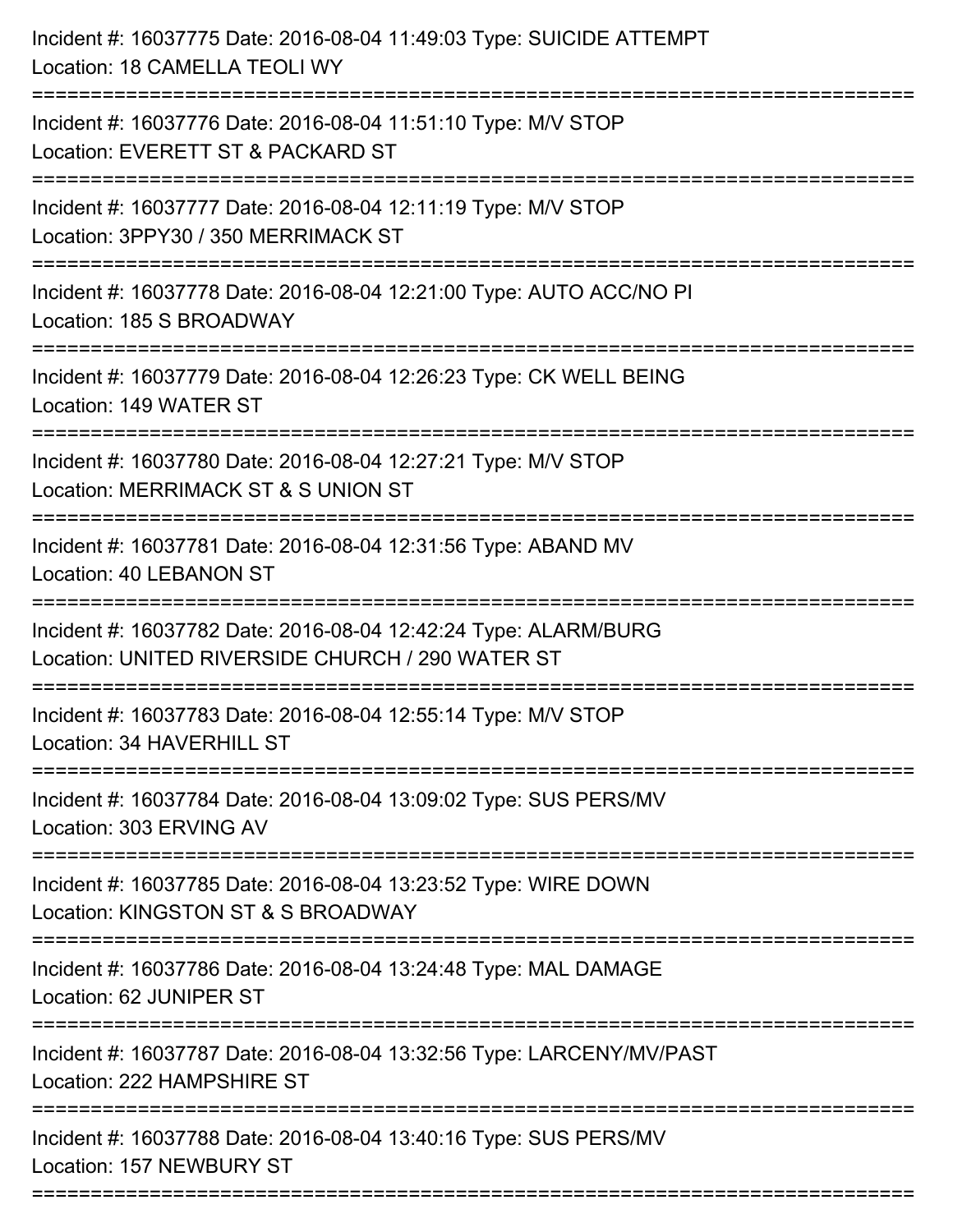Incident #: 16037775 Date: 2016-08-04 11:49:03 Type: SUICIDE ATTEMPT
Location: 18 CAMELLA TEOLI WY

===========================================================================

Incident #: 16037776 Date: 2016-08-04 11:51:10 Type: M/V STOP
Location: EVERETT ST & PACKARD ST

===========================================================================

Incident #: 16037777 Date: 2016-08-04 12:11:19 Type: M/V STOP
Location: 3PPY30 / 350 MERRIMACK ST

===========================================================================

Incident #: 16037778 Date: 2016-08-04 12:21:00 Type: AUTO ACC/NO PI
Location: 185 S BROADWAY

===========================================================================

Incident #: 16037779 Date: 2016-08-04 12:26:23 Type: CK WELL BEING
Location: 149 WATER ST

===========================================================================

Incident #: 16037780 Date: 2016-08-04 12:27:21 Type: M/V STOP
Location: MERRIMACK ST & S UNION ST

===========================================================================

Incident #: 16037781 Date: 2016-08-04 12:31:56 Type: ABAND MV
Location: 40 LEBANON ST

===========================================================================

Incident #: 16037782 Date: 2016-08-04 12:42:24 Type: ALARM/BURG
Location: UNITED RIVERSIDE CHURCH / 290 WATER ST

===========================================================================

Incident #: 16037783 Date: 2016-08-04 12:55:14 Type: M/V STOP
Location: 34 HAVERHILL ST

===========================================================================

Incident #: 16037784 Date: 2016-08-04 13:09:02 Type: SUS PERS/MV
Location: 303 ERVING AV

===========================================================================

Incident #: 16037785 Date: 2016-08-04 13:23:52 Type: WIRE DOWN
Location: KINGSTON ST & S BROADWAY

===========================================================================

Incident #: 16037786 Date: 2016-08-04 13:24:48 Type: MAL DAMAGE
Location: 62 JUNIPER ST

===========================================================================

Incident #: 16037787 Date: 2016-08-04 13:32:56 Type: LARCENY/MV/PAST
Location: 222 HAMPSHIRE ST

===========================================================================

Incident #: 16037788 Date: 2016-08-04 13:40:16 Type: SUS PERS/MV
Location: 157 NEWBURY ST

===========================================================================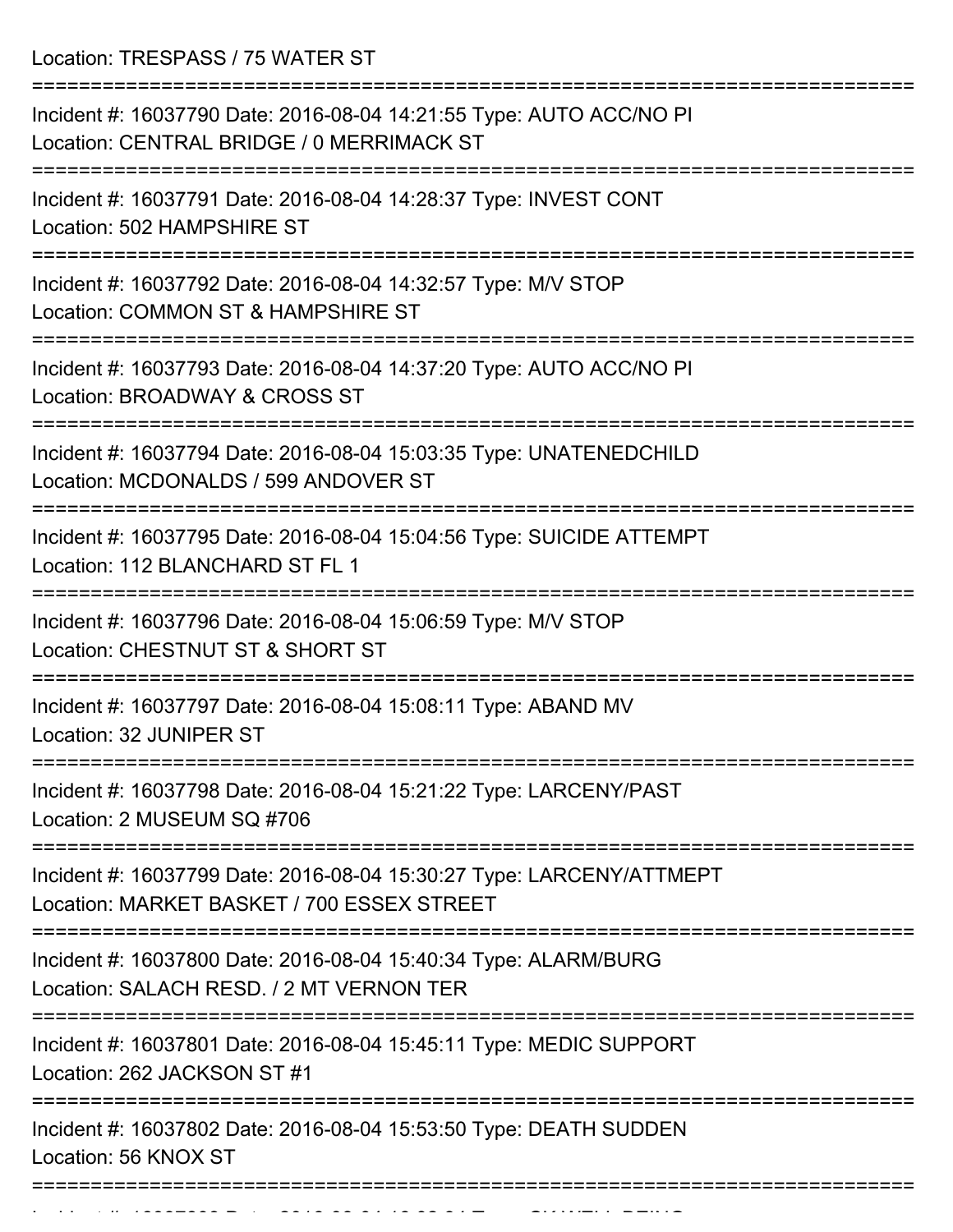Location: TRESPASS / 75 WATER ST

===========================================================================

Incident #: 16037790 Date: 2016-08-04 14:21:55 Type: AUTO ACC/NO PI
Location: CENTRAL BRIDGE / 0 MERRIMACK ST

===========================================================================

Incident #: 16037791 Date: 2016-08-04 14:28:37 Type: INVEST CONT
Location: 502 HAMPSHIRE ST

===========================================================================

Incident #: 16037792 Date: 2016-08-04 14:32:57 Type: M/V STOP
Location: COMMON ST & HAMPSHIRE ST

===========================================================================

Incident #: 16037793 Date: 2016-08-04 14:37:20 Type: AUTO ACC/NO PI
Location: BROADWAY & CROSS ST

===========================================================================

Incident #: 16037794 Date: 2016-08-04 15:03:35 Type: UNATENEDCHILD
Location: MCDONALDS / 599 ANDOVER ST

===========================================================================

Incident #: 16037795 Date: 2016-08-04 15:04:56 Type: SUICIDE ATTEMPT
Location: 112 BLANCHARD ST FL 1

===========================================================================

Incident #: 16037796 Date: 2016-08-04 15:06:59 Type: M/V STOP
Location: CHESTNUT ST & SHORT ST

===========================================================================

Incident #: 16037797 Date: 2016-08-04 15:08:11 Type: ABAND MV
Location: 32 JUNIPER ST

===========================================================================

Incident #: 16037798 Date: 2016-08-04 15:21:22 Type: LARCENY/PAST
Location: 2 MUSEUM SQ #706

===========================================================================

Incident #: 16037799 Date: 2016-08-04 15:30:27 Type: LARCENY/ATTMEPT
Location: MARKET BASKET / 700 ESSEX STREET

===========================================================================

Incident #: 16037800 Date: 2016-08-04 15:40:34 Type: ALARM/BURG
Location: SALACH RESD. / 2 MT VERNON TER

===========================================================================

Incident #: 16037801 Date: 2016-08-04 15:45:11 Type: MEDIC SUPPORT
Location: 262 JACKSON ST #1

===========================================================================

Incident #: 16037802 Date: 2016-08-04 15:53:50 Type: DEATH SUDDEN
Location: 56 KNOX ST

===========================================================================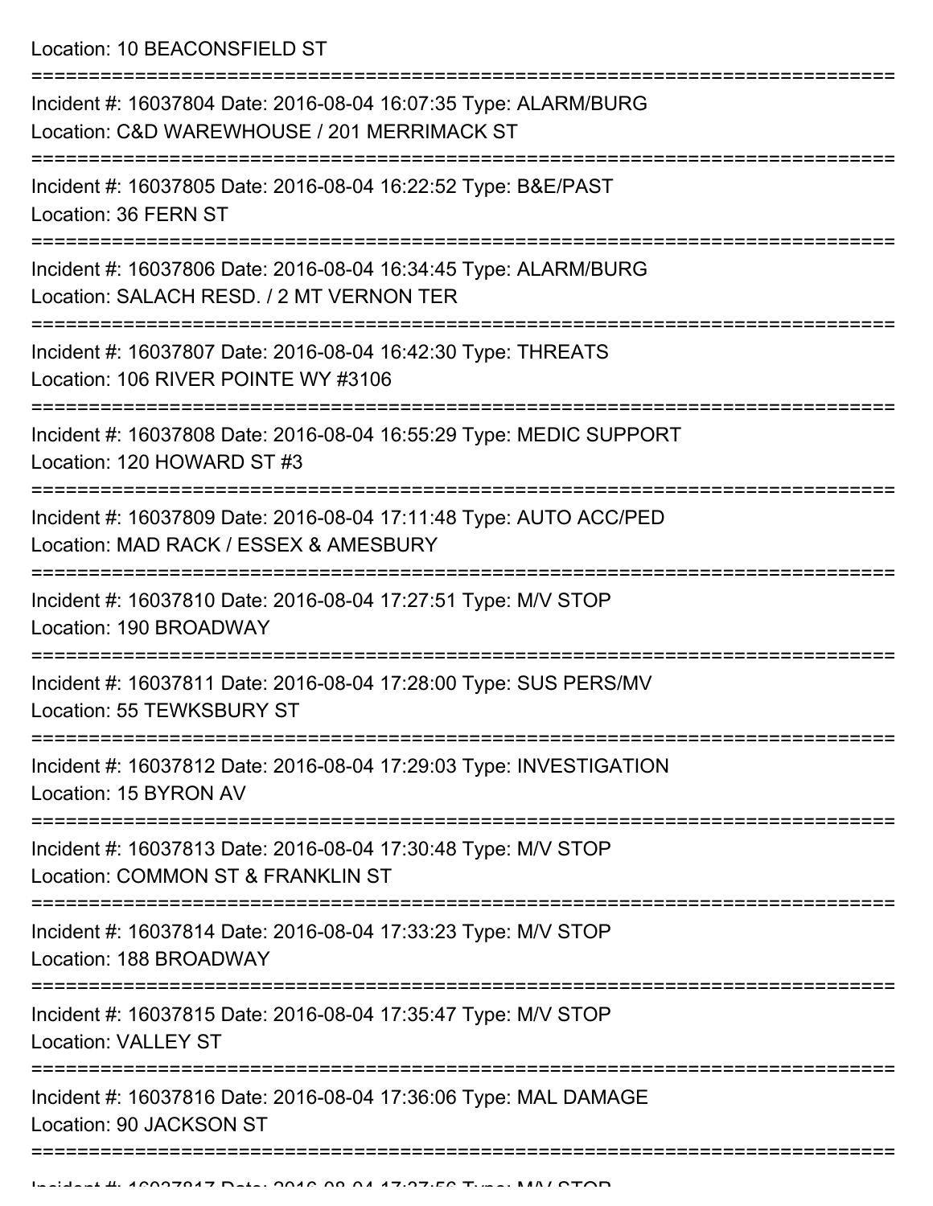Location: 10 BEACONSFIELD ST

===========================================================================

Incident #: 16037804 Date: 2016-08-04 16:07:35 Type: ALARM/BURG
Location: C&D WAREWHOUSE / 201 MERRIMACK ST

===========================================================================

Incident #: 16037805 Date: 2016-08-04 16:22:52 Type: B&E/PAST
Location: 36 FERN ST

===========================================================================

Incident #: 16037806 Date: 2016-08-04 16:34:45 Type: ALARM/BURG
Location: SALACH RESD. / 2 MT VERNON TER

===========================================================================

Incident #: 16037807 Date: 2016-08-04 16:42:30 Type: THREATS
Location: 106 RIVER POINTE WY #3106

===========================================================================

Incident #: 16037808 Date: 2016-08-04 16:55:29 Type: MEDIC SUPPORT
Location: 120 HOWARD ST #3

===========================================================================

Incident #: 16037809 Date: 2016-08-04 17:11:48 Type: AUTO ACC/PED
Location: MAD RACK / ESSEX & AMESBURY

===========================================================================

Incident #: 16037810 Date: 2016-08-04 17:27:51 Type: M/V STOP
Location: 190 BROADWAY

===========================================================================

Incident #: 16037811 Date: 2016-08-04 17:28:00 Type: SUS PERS/MV
Location: 55 TEWKSBURY ST

===========================================================================

Incident #: 16037812 Date: 2016-08-04 17:29:03 Type: INVESTIGATION
Location: 15 BYRON AV

===========================================================================

Incident #: 16037813 Date: 2016-08-04 17:30:48 Type: M/V STOP
Location: COMMON ST & FRANKLIN ST

===========================================================================

Incident #: 16037814 Date: 2016-08-04 17:33:23 Type: M/V STOP
Location: 188 BROADWAY

===========================================================================

Incident #: 16037815 Date: 2016-08-04 17:35:47 Type: M/V STOP
Location: VALLEY ST

===========================================================================

Incident #: 16037816 Date: 2016-08-04 17:36:06 Type: MAL DAMAGE
Location: 90 JACKSON ST

===========================================================================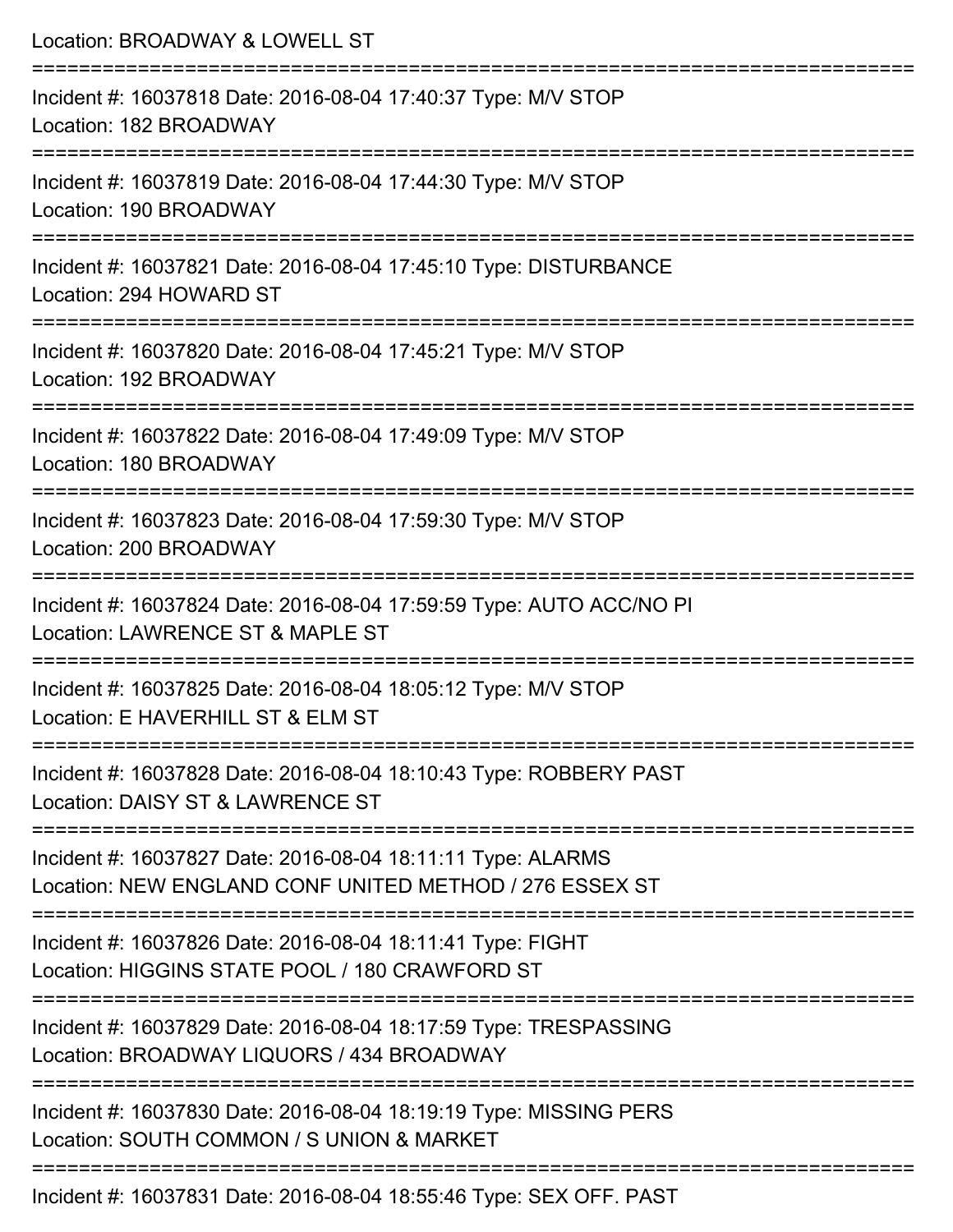Location: BROADWAY & LOWELL ST

===========================================================================

Incident #: 16037818 Date: 2016-08-04 17:40:37 Type: M/V STOP
Location: 182 BROADWAY

===========================================================================

Incident #: 16037819 Date: 2016-08-04 17:44:30 Type: M/V STOP
Location: 190 BROADWAY

===========================================================================

Incident #: 16037821 Date: 2016-08-04 17:45:10 Type: DISTURBANCE
Location: 294 HOWARD ST

===========================================================================

Incident #: 16037820 Date: 2016-08-04 17:45:21 Type: M/V STOP
Location: 192 BROADWAY

===========================================================================

Incident #: 16037822 Date: 2016-08-04 17:49:09 Type: M/V STOP
Location: 180 BROADWAY

===========================================================================

Incident #: 16037823 Date: 2016-08-04 17:59:30 Type: M/V STOP
Location: 200 BROADWAY

===========================================================================

Incident #: 16037824 Date: 2016-08-04 17:59:59 Type: AUTO ACC/NO PI
Location: LAWRENCE ST & MAPLE ST

===========================================================================

Incident #: 16037825 Date: 2016-08-04 18:05:12 Type: M/V STOP
Location: E HAVERHILL ST & ELM ST

===========================================================================

Incident #: 16037828 Date: 2016-08-04 18:10:43 Type: ROBBERY PAST
Location: DAISY ST & LAWRENCE ST

===========================================================================

Incident #: 16037827 Date: 2016-08-04 18:11:11 Type: ALARMS
Location: NEW ENGLAND CONF UNITED METHOD / 276 ESSEX ST

===========================================================================

Incident #: 16037826 Date: 2016-08-04 18:11:41 Type: FIGHT
Location: HIGGINS STATE POOL / 180 CRAWFORD ST

===========================================================================

Incident #: 16037829 Date: 2016-08-04 18:17:59 Type: TRESPASSING
Location: BROADWAY LIQUORS / 434 BROADWAY

===========================================================================

Incident #: 16037830 Date: 2016-08-04 18:19:19 Type: MISSING PERS
Location: SOUTH COMMON / S UNION & MARKET

===========================================================================

Incident #: 16037831 Date: 2016-08-04 18:55:46 Type: SEX OFF. PAST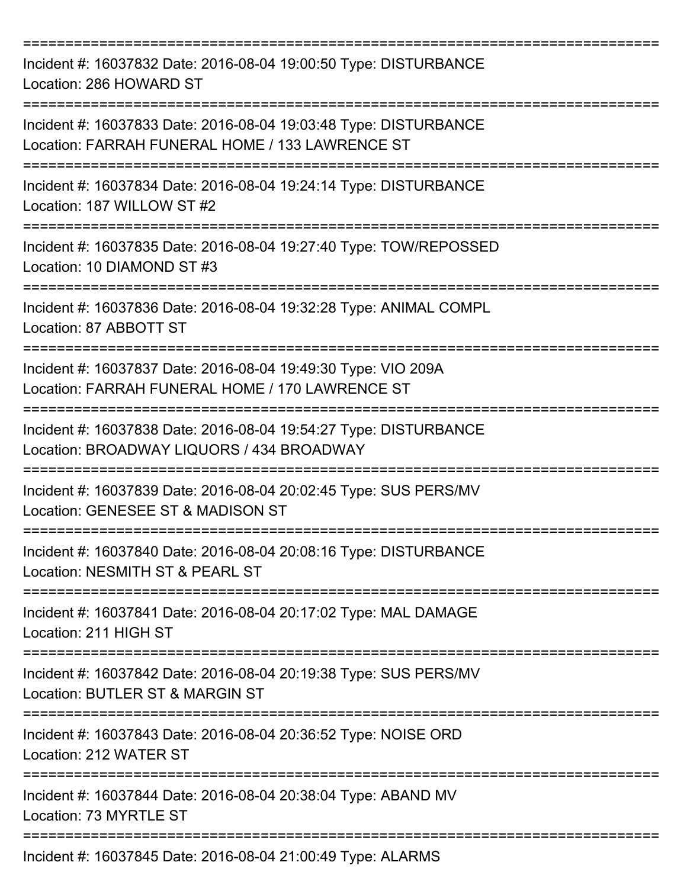===========================================================================

Incident #: 16037832 Date: 2016-08-04 19:00:50 Type: DISTURBANCE
Location: 286 HOWARD ST

===========================================================================

Incident #: 16037833 Date: 2016-08-04 19:03:48 Type: DISTURBANCE
Location: FARRAH FUNERAL HOME / 133 LAWRENCE ST

===========================================================================

Incident #: 16037834 Date: 2016-08-04 19:24:14 Type: DISTURBANCE
Location: 187 WILLOW ST #2

===========================================================================

Incident #: 16037835 Date: 2016-08-04 19:27:40 Type: TOW/REPOSSED
Location: 10 DIAMOND ST #3

===========================================================================

Incident #: 16037836 Date: 2016-08-04 19:32:28 Type: ANIMAL COMPL
Location: 87 ABBOTT ST

===========================================================================

Incident #: 16037837 Date: 2016-08-04 19:49:30 Type: VIO 209A
Location: FARRAH FUNERAL HOME / 170 LAWRENCE ST

===========================================================================

Incident #: 16037838 Date: 2016-08-04 19:54:27 Type: DISTURBANCE
Location: BROADWAY LIQUORS / 434 BROADWAY

===========================================================================

Incident #: 16037839 Date: 2016-08-04 20:02:45 Type: SUS PERS/MV
Location: GENESEE ST & MADISON ST

===========================================================================

Incident #: 16037840 Date: 2016-08-04 20:08:16 Type: DISTURBANCE
Location: NESMITH ST & PEARL ST

===========================================================================

Incident #: 16037841 Date: 2016-08-04 20:17:02 Type: MAL DAMAGE
Location: 211 HIGH ST

===========================================================================

Incident #: 16037842 Date: 2016-08-04 20:19:38 Type: SUS PERS/MV
Location: BUTLER ST & MARGIN ST

===========================================================================

Incident #: 16037843 Date: 2016-08-04 20:36:52 Type: NOISE ORD
Location: 212 WATER ST

===========================================================================

Incident #: 16037844 Date: 2016-08-04 20:38:04 Type: ABAND MV
Location: 73 MYRTLE ST

===========================================================================

Incident #: 16037845 Date: 2016-08-04 21:00:49 Type: ALARMS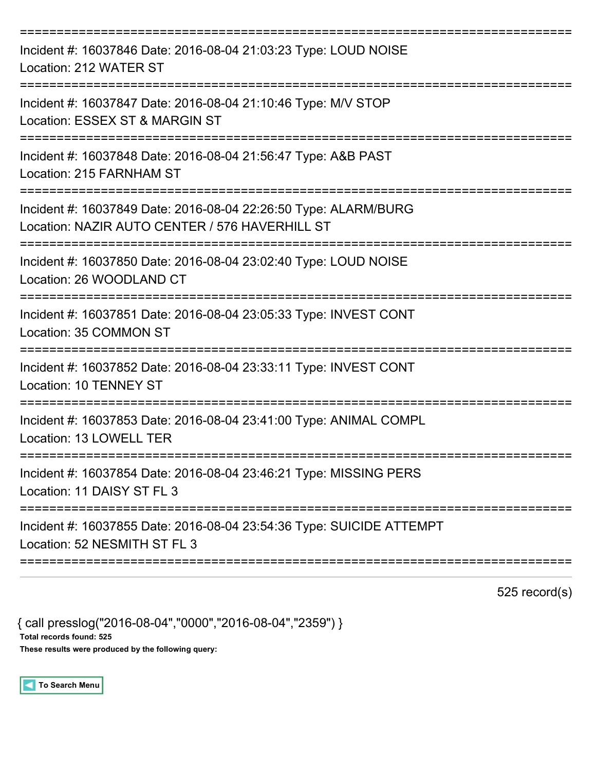===========================================================================

Incident #: 16037846 Date: 2016-08-04 21:03:23 Type: LOUD NOISE
Location: 212 WATER ST

===========================================================================

Incident #: 16037847 Date: 2016-08-04 21:10:46 Type: M/V STOP
Location: ESSEX ST & MARGIN ST

===========================================================================

Incident #: 16037848 Date: 2016-08-04 21:56:47 Type: A&B PAST
Location: 215 FARNHAM ST

===========================================================================

Incident #: 16037849 Date: 2016-08-04 22:26:50 Type: ALARM/BURG
Location: NAZIR AUTO CENTER / 576 HAVERHILL ST

===========================================================================

Incident #: 16037850 Date: 2016-08-04 23:02:40 Type: LOUD NOISE
Location: 26 WOODLAND CT

===========================================================================

Incident #: 16037851 Date: 2016-08-04 23:05:33 Type: INVEST CONT
Location: 35 COMMON ST

===========================================================================

Incident #: 16037852 Date: 2016-08-04 23:33:11 Type: INVEST CONT
Location: 10 TENNEY ST

===========================================================================

Incident #: 16037853 Date: 2016-08-04 23:41:00 Type: ANIMAL COMPL
Location: 13 LOWELL TER

===========================================================================

Incident #: 16037854 Date: 2016-08-04 23:46:21 Type: MISSING PERS
Location: 11 DAISY ST FL 3

===========================================================================

Incident #: 16037855 Date: 2016-08-04 23:54:36 Type: SUICIDE ATTEMPT
Location: 52 NESMITH ST FL 3

===========================================================================

525 record(s)

{ call presslog("2016-08-04","0000","2016-08-04","2359") }

**Total records found: 525**

**These results were produced by the following query:**

To Search Menu